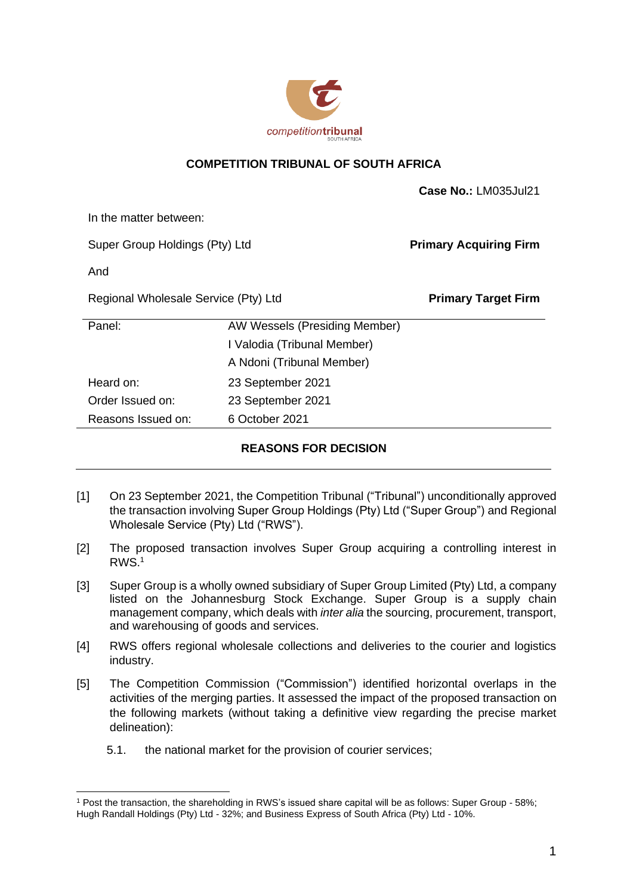**COMPETITION TRIBUNAL OF SOUTH AFRICA**

**Case No.:** LM035Jul21

In the matter between:

| | |
|---|---|
| Super Group Holdings (Pty) Ltd | **Primary Acquiring Firm** |
| And | |
| Regional Wholesale Service (Pty) Ltd | **Primary Target Firm** |

| | |
|---|---|
| Panel: | AW Wessels (Presiding Member) |
| | I Valodia (Tribunal Member) |
| | A Ndoni (Tribunal Member) |
| Heard on: | 23 September 2021 |
| Order Issued on: | 23 September 2021 |
| Reasons Issued on: | 6 October 2021 |

**REASONS FOR DECISION**

---

[1] On 23 September 2021, the Competition Tribunal ("Tribunal") unconditionally approved the transaction involving Super Group Holdings (Pty) Ltd ("Super Group") and Regional Wholesale Service (Pty) Ltd ("RWS").

[2] The proposed transaction involves Super Group acquiring a controlling interest in RWS.[1]

[3] Super Group is a wholly owned subsidiary of Super Group Limited (Pty) Ltd, a company listed on the Johannesburg Stock Exchange. Super Group is a supply chain management company, which deals with *inter alia* the sourcing, procurement, transport, and warehousing of goods and services.

[4] RWS offers regional wholesale collections and deliveries to the courier and logistics industry.

[5] The Competition Commission ("Commission") identified horizontal overlaps in the activities of the merging parties. It assessed the impact of the proposed transaction on the following markets (without taking a definitive view regarding the precise market delineation):

5.1. the national market for the provision of courier services;

---

[1] Post the transaction, the shareholding in RWS's issued share capital will be as follows: Super Group - 58%; Hugh Randall Holdings (Pty) Ltd - 32%; and Business Express of South Africa (Pty) Ltd - 10%.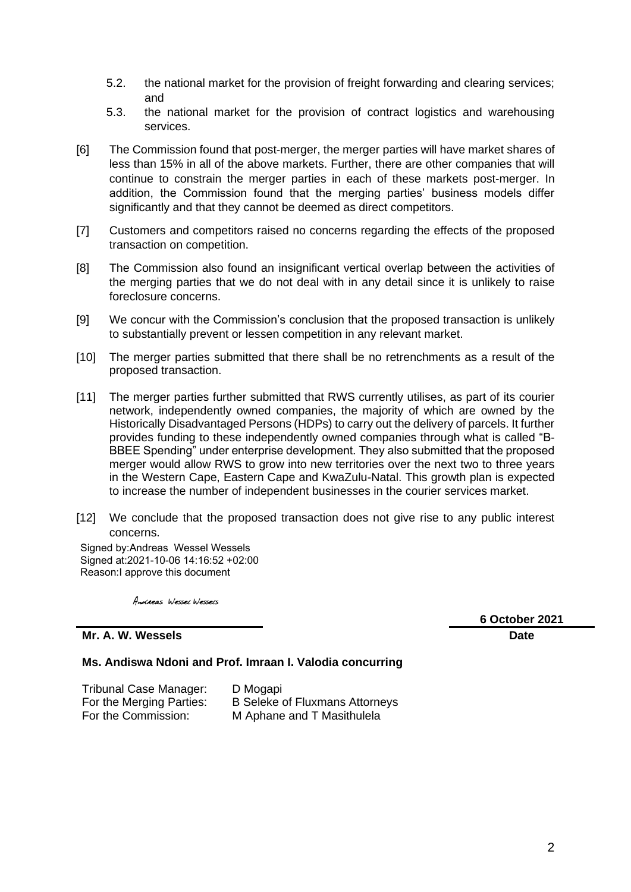5.2. the national market for the provision of freight forwarding and clearing services; and

5.3. the national market for the provision of contract logistics and warehousing services.

[6] The Commission found that post-merger, the merger parties will have market shares of less than 15% in all of the above markets. Further, there are other companies that will continue to constrain the merger parties in each of these markets post-merger. In addition, the Commission found that the merging parties' business models differ significantly and that they cannot be deemed as direct competitors.

[7] Customers and competitors raised no concerns regarding the effects of the proposed transaction on competition.

[8] The Commission also found an insignificant vertical overlap between the activities of the merging parties that we do not deal with in any detail since it is unlikely to raise foreclosure concerns.

[9] We concur with the Commission's conclusion that the proposed transaction is unlikely to substantially prevent or lessen competition in any relevant market.

[10] The merger parties submitted that there shall be no retrenchments as a result of the proposed transaction.

[11] The merger parties further submitted that RWS currently utilises, as part of its courier network, independently owned companies, the majority of which are owned by the Historically Disadvantaged Persons (HDPs) to carry out the delivery of parcels. It further provides funding to these independently owned companies through what is called "B-BBEE Spending" under enterprise development. They also submitted that the proposed merger would allow RWS to grow into new territories over the next two to three years in the Western Cape, Eastern Cape and KwaZulu-Natal. This growth plan is expected to increase the number of independent businesses in the courier services market.

[12] We conclude that the proposed transaction does not give rise to any public interest concerns.

Signed by:Andreas Wessel Wessels
Signed at:2021-10-06 14:16:52 +02:00
Reason:I approve this document

Andreas Wessel Wessels

**Mr. A. W. Wessels**

**6 October 2021**
**Date**

**Ms. Andiswa Ndoni and Prof. Imraan I. Valodia concurring**

| | |
|---|---|
| Tribunal Case Manager: | D Mogapi |
| For the Merging Parties: | B Seleke of Fluxmans Attorneys |
| For the Commission: | M Aphane and T Masithulela |